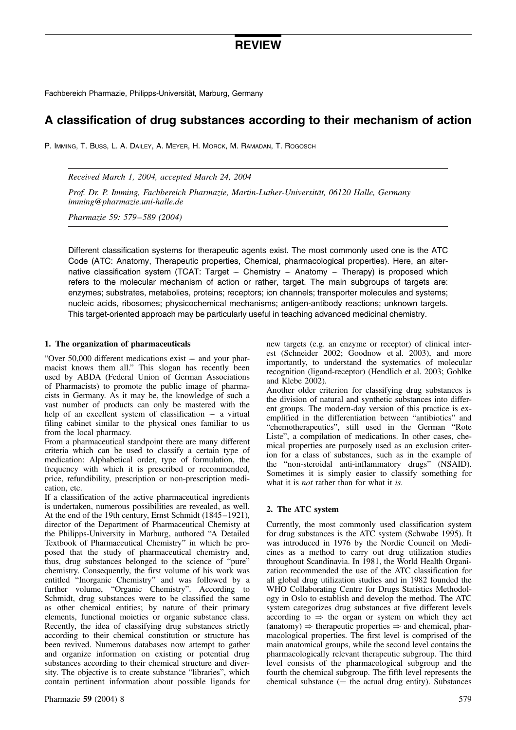REVIEW

Fachbereich Pharmazie, Philipps-Universität, Marburg, Germany

# A classification of drug substances according to their mechanism of action

P. Imming, T. Buss, L. A. Dailey, A. Meyer, H. Morck, M. Ramadan, T. Rogosch

*Received March 1, 2004, accepted March 24, 2004*

*Prof. Dr. P. Imming, Fachbereich Pharmazie, Martin-Luther-Universität, 06120 Halle, Germany imming@pharmazie.uni-halle.de*

*Pharmazie 59: 579–589 (2004)*

Different classification systems for therapeutic agents exist. The most commonly used one is the ATC Code (ATC: Anatomy, Therapeutic properties, Chemical, pharmacological properties). Here, an alternative classification system (TCAT: Target – Chemistry – Anatomy – Therapy) is proposed which refers to the molecular mechanism of action or rather, target. The main subgroups of targets are: enzymes; substrates, metabolies, proteins; receptors; ion channels; transporter molecules and systems; nucleic acids, ribosomes; physicochemical mechanisms; antigen-antibody reactions; unknown targets. This target-oriented approach may be particularly useful in teaching advanced medicinal chemistry.

## 1. The organization of pharmaceuticals

"Over 50,000 different medications exist – and your pharmacist knows them all." This slogan has recently been used by ABDA (Federal Union of German Associations of Pharmacists) to promote the public image of pharmacists in Germany. As it may be, the knowledge of such a vast number of products can only be mastered with the help of an excellent system of classification – a virtual filing cabinet similar to the physical ones familiar to us from the local pharmacy.

From a pharmaceutical standpoint there are many different criteria which can be used to classify a certain type of medication: Alphabetical order, type of formulation, the frequency with which it is prescribed or recommended, price, refundibility, prescription or non-prescription medication, etc.

If a classification of the active pharmaceutical ingredients is undertaken, numerous possibilities are revealed, as well. At the end of the 19th century, Ernst Schmidt (1845–1921), director of the Department of Pharmaceutical Chemisty at the Philipps-University in Marburg, authored "A Detailed Textbook of Pharmaceutical Chemistry" in which he proposed that the study of pharmaceutical chemistry and, thus, drug substances belonged to the science of "pure" chemistry. Consequently, the first volume of his work was entitled "Inorganic Chemistry" and was followed by a further volume, "Organic Chemistry". According to Schmidt, drug substances were to be classified the same as other chemical entities; by nature of their primary elements, functional moieties or organic substance class. Recently, the idea of classifying drug substances strictly according to their chemical constitution or structure has been revived. Numerous databases now attempt to gather and organize information on existing or potential drug substances according to their chemical structure and diversity. The objective is to create substance "libraries", which contain pertinent information about possible ligands for new targets (e.g. an enzyme or receptor) of clinical interest (Schneider 2002; Goodnow et al. 2003), and more importantly, to understand the systematics of molecular recognition (ligand-receptor) (Hendlich et al. 2003; Gohlke and Klebe 2002).

Another older criterion for classifying drug substances is the division of natural and synthetic substances into different groups. The modern-day version of this practice is exemplified in the differentiation between "antibiotics" and "chemotherapeutics", still used in the German "Rote Liste", a compilation of medications. In other cases, chemical properties are purposely used as an exclusion criterion for a class of substances, such as in the example of the "non-steroidal anti-inflammatory drugs" (NSAID). Sometimes it is simply easier to classify something for what it is *not* rather than for what it *is*.

## 2. The ATC system

Currently, the most commonly used classification system for drug substances is the ATC system (Schwabe 1995). It was introduced in 1976 by the Nordic Council on Medicines as a method to carry out drug utilization studies throughout Scandinavia. In 1981, the World Health Organization recommended the use of the ATC classification for all global drug utilization studies and in 1982 founded the WHO Collaborating Centre for Drugs Statistics Methodology in Oslo to establish and develop the method. The ATC system categorizes drug substances at five different levels according to ⇒ the organ or system on which they act (**a**natomy) ⇒ **t**herapeutic properties ⇒ and **c**hemical, pharmacological properties. The first level is comprised of the main anatomical groups, while the second level contains the pharmacologically relevant therapeutic subgroup. The third level consists of the pharmacological subgroup and the fourth the chemical subgroup. The fifth level represents the chemical substance (= the actual drug entity). Substances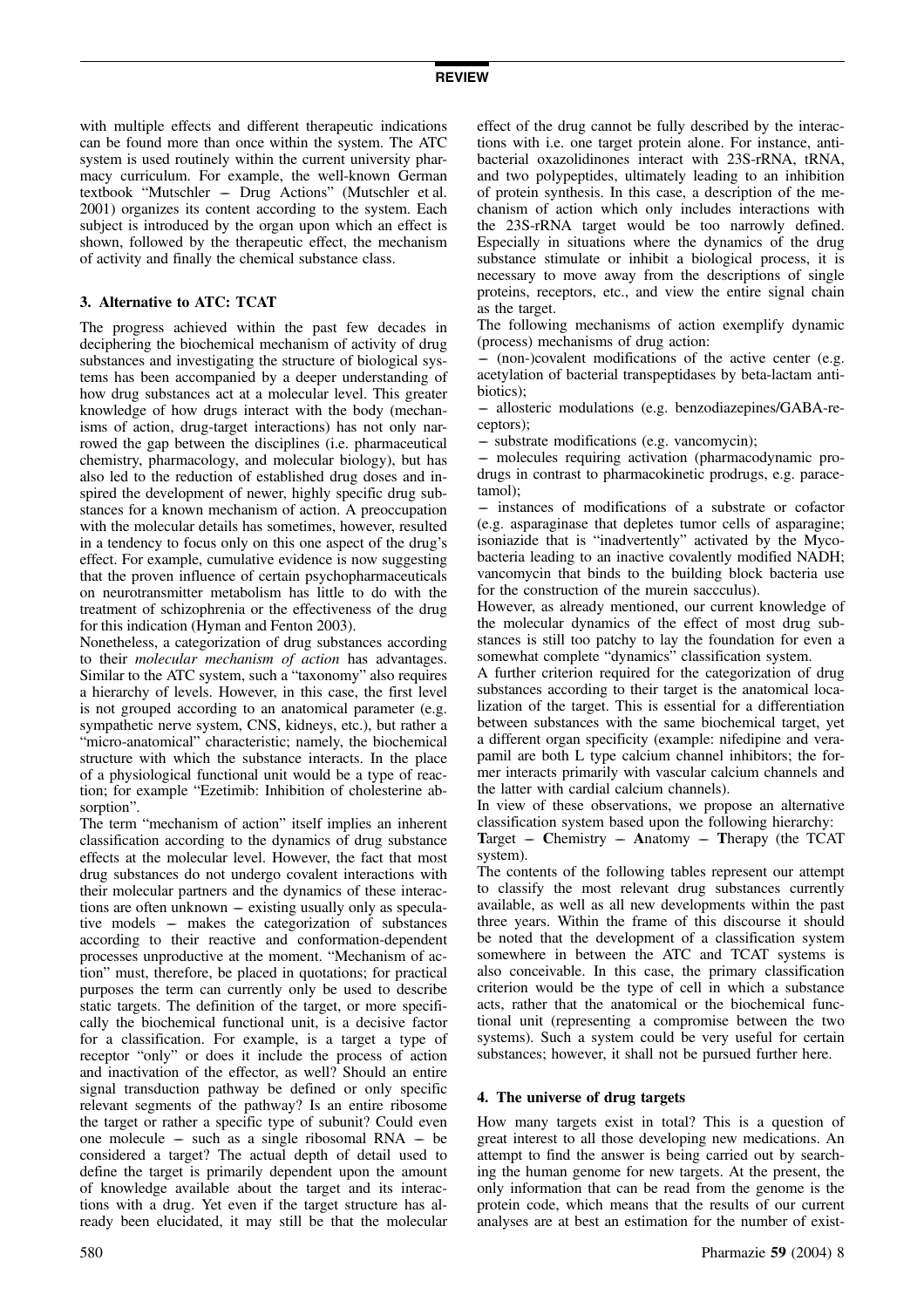with multiple effects and different therapeutic indications can be found more than once within the system. The ATC system is used routinely within the current university pharmacy curriculum. For example, the well-known German textbook "Mutschler – Drug Actions" (Mutschler et al. 2001) organizes its content according to the system. Each subject is introduced by the organ upon which an effect is shown, followed by the therapeutic effect, the mechanism of activity and finally the chemical substance class.

## 3. Alternative to ATC: TCAT

The progress achieved within the past few decades in deciphering the biochemical mechanism of activity of drug substances and investigating the structure of biological systems has been accompanied by a deeper understanding of how drug substances act at a molecular level. This greater knowledge of how drugs interact with the body (mechanisms of action, drug-target interactions) has not only narrowed the gap between the disciplines (i.e. pharmaceutical chemistry, pharmacology, and molecular biology), but has also led to the reduction of established drug doses and inspired the development of newer, highly specific drug substances for a known mechanism of action. A preoccupation with the molecular details has sometimes, however, resulted in a tendency to focus only on this one aspect of the drug's effect. For example, cumulative evidence is now suggesting that the proven influence of certain psychopharmaceuticals on neurotransmitter metabolism has little to do with the treatment of schizophrenia or the effectiveness of the drug for this indication (Hyman and Fenton 2003).

Nonetheless, a categorization of drug substances according to their *molecular mechanism of action* has advantages. Similar to the ATC system, such a "taxonomy" also requires a hierarchy of levels. However, in this case, the first level is not grouped according to an anatomical parameter (e.g. sympathetic nerve system, CNS, kidneys, etc.), but rather a "micro-anatomical" characteristic; namely, the biochemical structure with which the substance interacts. In the place of a physiological functional unit would be a type of reaction; for example "Ezetimib: Inhibition of cholesterine absorption".

The term "mechanism of action" itself implies an inherent classification according to the dynamics of drug substance effects at the molecular level. However, the fact that most drug substances do not undergo covalent interactions with their molecular partners and the dynamics of these interactions are often unknown – existing usually only as speculative models – makes the categorization of substances according to their reactive and conformation-dependent processes unproductive at the moment. "Mechanism of action" must, therefore, be placed in quotations; for practical purposes the term can currently only be used to describe static targets. The definition of the target, or more specifically the biochemical functional unit, is a decisive factor for a classification. For example, is a target a type of receptor "only" or does it include the process of action and inactivation of the effector, as well? Should an entire signal transduction pathway be defined or only specific relevant segments of the pathway? Is an entire ribosome the target or rather a specific type of subunit? Could even one molecule – such as a single ribosomal RNA – be considered a target? The actual depth of detail used to define the target is primarily dependent upon the amount of knowledge available about the target and its interactions with a drug. Yet even if the target structure has already been elucidated, it may still be that the molecular effect of the drug cannot be fully described by the interactions with i.e. one target protein alone. For instance, antibacterial oxazolidinones interact with 23S-rRNA, tRNA, and two polypeptides, ultimately leading to an inhibition of protein synthesis. In this case, a description of the mechanism of action which only includes interactions with the 23S-rRNA target would be too narrowly defined. Especially in situations where the dynamics of the drug substance stimulate or inhibit a biological process, it is necessary to move away from the descriptions of single proteins, receptors, etc., and view the entire signal chain as the target.

The following mechanisms of action exemplify dynamic (process) mechanisms of drug action:

- (non-)covalent modifications of the active center (e.g. acetylation of bacterial transpeptidases by beta-lactam antibiotics);
- allosteric modulations (e.g. benzodiazepines/GABA-receptors);
- substrate modifications (e.g. vancomycin);
- molecules requiring activation (pharmacodynamic prodrugs in contrast to pharmacokinetic prodrugs, e.g. paracetamol);
- instances of modifications of a substrate or cofactor (e.g. asparaginase that depletes tumor cells of asparagine; isoniazide that is "inadvertently" activated by the Mycobacteria leading to an inactive covalently modified NADH; vancomycin that binds to the building block bacteria use for the construction of the murein saccculus).

However, as already mentioned, our current knowledge of the molecular dynamics of the effect of most drug substances is still too patchy to lay the foundation for even a somewhat complete "dynamics" classification system.

A further criterion required for the categorization of drug substances according to their target is the anatomical localization of the target. This is essential for a differentiation between substances with the same biochemical target, yet a different organ specificity (example: nifedipine and verapamil are both L type calcium channel inhibitors; the former interacts primarily with vascular calcium channels and the latter with cardial calcium channels).

In view of these observations, we propose an alternative classification system based upon the following hierarchy: **T**arget – **C**hemistry – **A**natomy – **T**herapy (the TCAT system).

The contents of the following tables represent our attempt to classify the most relevant drug substances currently available, as well as all new developments within the past three years. Within the frame of this discourse it should be noted that the development of a classification system somewhere in between the ATC and TCAT systems is also conceivable. In this case, the primary classification criterion would be the type of cell in which a substance acts, rather that the anatomical or the biochemical functional unit (representing a compromise between the two systems). Such a system could be very useful for certain substances; however, it shall not be pursued further here.

## 4. The universe of drug targets

How many targets exist in total? This is a question of great interest to all those developing new medications. An attempt to find the answer is being carried out by searching the human genome for new targets. At the present, the only information that can be read from the genome is the protein code, which means that the results of our current analyses are at best an estimation for the number of exist-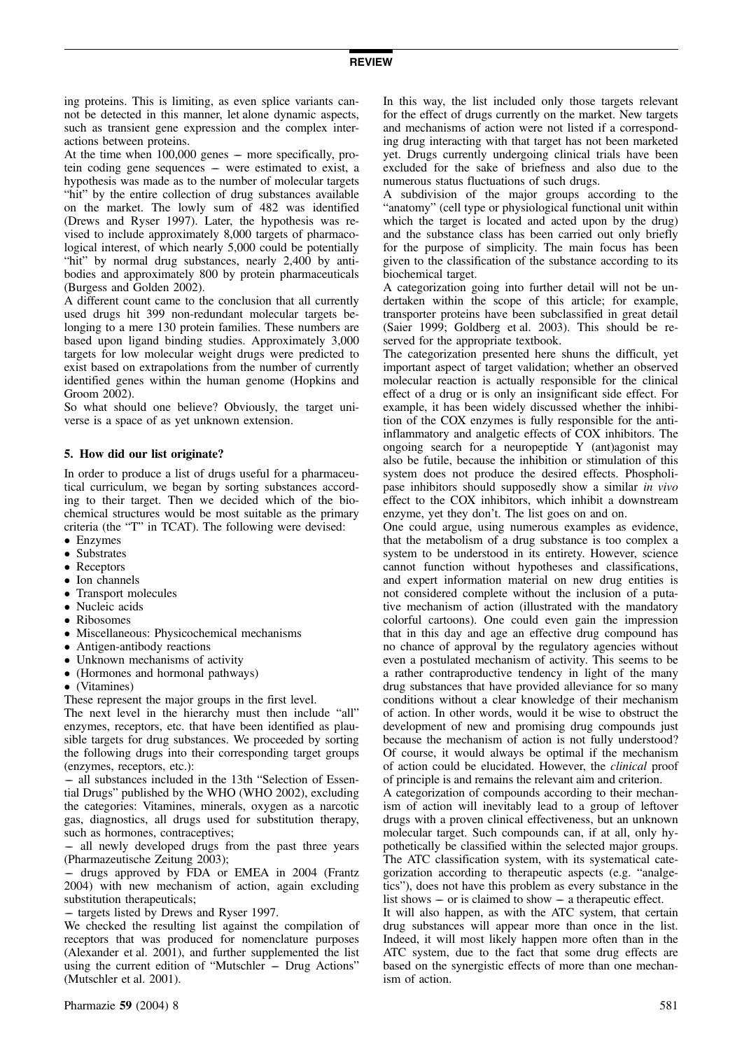ing proteins. This is limiting, as even splice variants cannot be detected in this manner, let alone dynamic aspects, such as transient gene expression and the complex interactions between proteins.

At the time when 100,000 genes – more specifically, protein coding gene sequences – were estimated to exist, a hypothesis was made as to the number of molecular targets "hit" by the entire collection of drug substances available on the market. The lowly sum of 482 was identified (Drews and Ryser 1997). Later, the hypothesis was revised to include approximately 8,000 targets of pharmacological interest, of which nearly 5,000 could be potentially "hit" by normal drug substances, nearly 2,400 by antibodies and approximately 800 by protein pharmaceuticals (Burgess and Golden 2002).

A different count came to the conclusion that all currently used drugs hit 399 non-redundant molecular targets belonging to a mere 130 protein families. These numbers are based upon ligand binding studies. Approximately 3,000 targets for low molecular weight drugs were predicted to exist based on extrapolations from the number of currently identified genes within the human genome (Hopkins and Groom 2002).

So what should one believe? Obviously, the target universe is a space of as yet unknown extension.

## 5. How did our list originate?

In order to produce a list of drugs useful for a pharmaceutical curriculum, we began by sorting substances according to their target. Then we decided which of the biochemical structures would be most suitable as the primary criteria (the "T" in TCAT). The following were devised:

- Enzymes
- Substrates
- Receptors
- Ion channels
- Transport molecules
- Nucleic acids
- Ribosomes
- Miscellaneous: Physicochemical mechanisms
- Antigen-antibody reactions
- Unknown mechanisms of activity
- (Hormones and hormonal pathways)
- (Vitamines)

These represent the major groups in the first level.

The next level in the hierarchy must then include "all" enzymes, receptors, etc. that have been identified as plausible targets for drug substances. We proceeded by sorting the following drugs into their corresponding target groups (enzymes, receptors, etc.):

– all substances included in the 13th "Selection of Essential Drugs" published by the WHO (WHO 2002), excluding the categories: Vitamines, minerals, oxygen as a narcotic gas, diagnostics, all drugs used for substitution therapy, such as hormones, contraceptives;

– all newly developed drugs from the past three years (Pharmazeutische Zeitung 2003);

– drugs approved by FDA or EMEA in 2004 (Frantz 2004) with new mechanism of action, again excluding substitution therapeuticals;

– targets listed by Drews and Ryser 1997.

We checked the resulting list against the compilation of receptors that was produced for nomenclature purposes (Alexander et al. 2001), and further supplemented the list using the current edition of "Mutschler – Drug Actions" (Mutschler et al. 2001).

In this way, the list included only those targets relevant for the effect of drugs currently on the market. New targets and mechanisms of action were not listed if a corresponding drug interacting with that target has not been marketed yet. Drugs currently undergoing clinical trials have been excluded for the sake of briefness and also due to the numerous status fluctuations of such drugs.

A subdivision of the major groups according to the "anatomy" (cell type or physiological functional unit within which the target is located and acted upon by the drug) and the substance class has been carried out only briefly for the purpose of simplicity. The main focus has been given to the classification of the substance according to its biochemical target.

A categorization going into further detail will not be undertaken within the scope of this article; for example, transporter proteins have been subclassified in great detail (Saier 1999; Goldberg et al. 2003). This should be reserved for the appropriate textbook.

The categorization presented here shuns the difficult, yet important aspect of target validation; whether an observed molecular reaction is actually responsible for the clinical effect of a drug or is only an insignificant side effect. For example, it has been widely discussed whether the inhibition of the COX enzymes is fully responsible for the antiinflammatory and analgetic effects of COX inhibitors. The ongoing search for a neuropeptide Y (ant)agonist may also be futile, because the inhibition or stimulation of this system does not produce the desired effects. Phospholipase inhibitors should supposedly show a similar *in vivo* effect to the COX inhibitors, which inhibit a downstream enzyme, yet they don't. The list goes on and on.

One could argue, using numerous examples as evidence, that the metabolism of a drug substance is too complex a system to be understood in its entirety. However, science cannot function without hypotheses and classifications, and expert information material on new drug entities is not considered complete without the inclusion of a putative mechanism of action (illustrated with the mandatory colorful cartoons). One could even gain the impression that in this day and age an effective drug compound has no chance of approval by the regulatory agencies without even a postulated mechanism of activity. This seems to be a rather contraproductive tendency in light of the many drug substances that have provided alleviance for so many conditions without a clear knowledge of their mechanism of action. In other words, would it be wise to obstruct the development of new and promising drug compounds just because the mechanism of action is not fully understood? Of course, it would always be optimal if the mechanism of action could be elucidated. However, the *clinical* proof of principle is and remains the relevant aim and criterion.

A categorization of compounds according to their mechanism of action will inevitably lead to a group of leftover drugs with a proven clinical effectiveness, but an unknown molecular target. Such compounds can, if at all, only hypothetically be classified within the selected major groups. The ATC classification system, with its systematical categorization according to therapeutic aspects (e.g. "analgetics"), does not have this problem as every substance in the list shows – or is claimed to show – a therapeutic effect.

It will also happen, as with the ATC system, that certain drug substances will appear more than once in the list. Indeed, it will most likely happen more often than in the ATC system, due to the fact that some drug effects are based on the synergistic effects of more than one mechanism of action.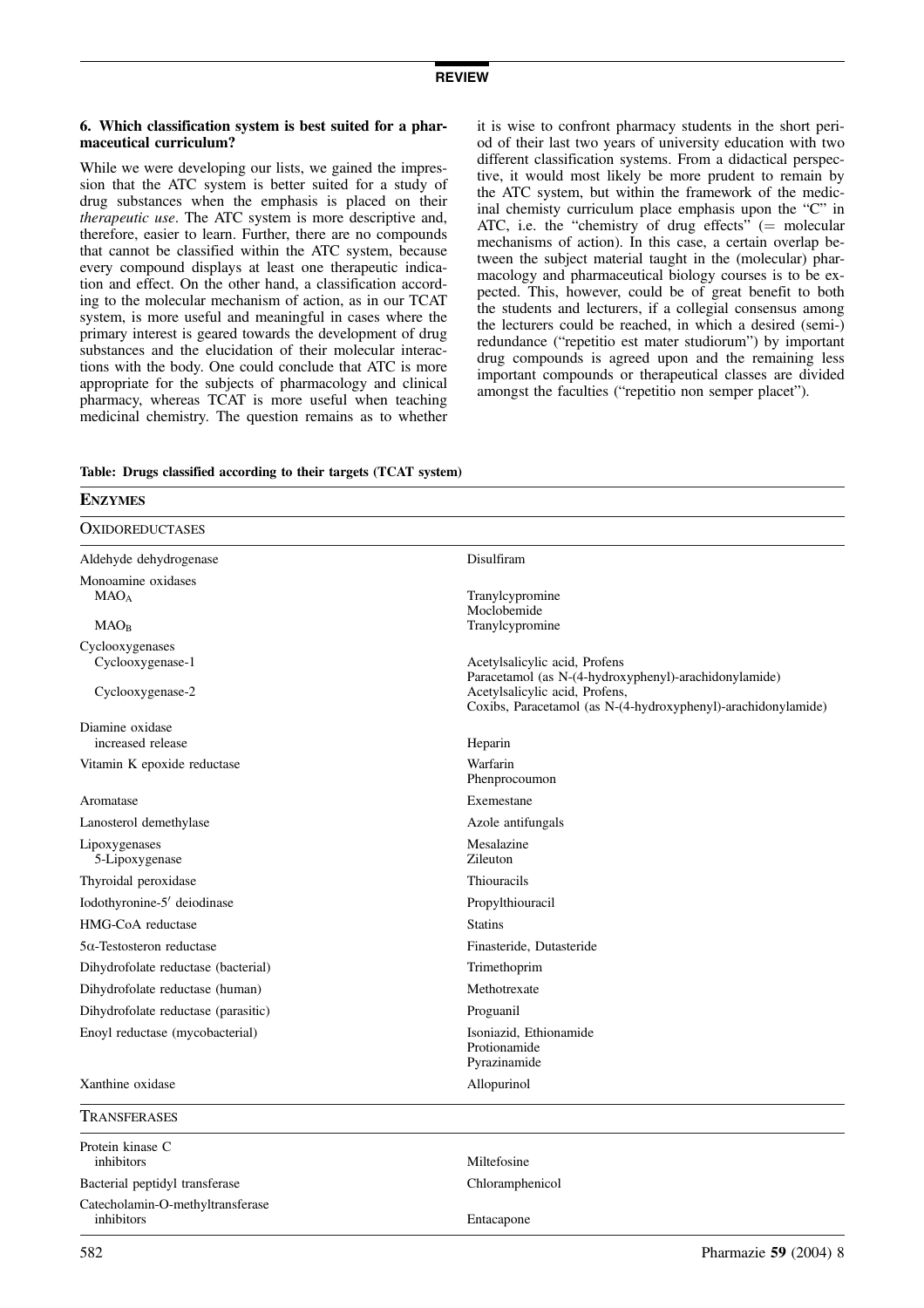### 6. Which classification system is best suited for a pharmaceutical curriculum?

While we were developing our lists, we gained the impression that the ATC system is better suited for a study of drug substances when the emphasis is placed on their *therapeutic use*. The ATC system is more descriptive and, therefore, easier to learn. Further, there are no compounds that cannot be classified within the ATC system, because every compound displays at least one therapeutic indication and effect. On the other hand, a classification according to the molecular mechanism of action, as in our TCAT system, is more useful and meaningful in cases where the primary interest is geared towards the development of drug substances and the elucidation of their molecular interactions with the body. One could conclude that ATC is more appropriate for the subjects of pharmacology and clinical pharmacy, whereas TCAT is more useful when teaching medicinal chemistry. The question remains as to whether it is wise to confront pharmacy students in the short period of their last two years of university education with two different classification systems. From a didactical perspective, it would most likely be more prudent to remain by the ATC system, but within the framework of the medicinal chemisty curriculum place emphasis upon the "C" in ATC, i.e. the "chemistry of drug effects" (= molecular mechanisms of action). In this case, a certain overlap between the subject material taught in the (molecular) pharmacology and pharmaceutical biology courses is to be expected. This, however, could be of great benefit to both the students and lecturers, if a collegial consensus among the lecturers could be reached, in which a desired (semi-) redundance ("repetitio est mater studiorum") by important drug compounds is agreed upon and the remaining less important compounds or therapeutical classes are divided amongst the faculties ("repetitio non semper placet").

**Table: Drugs classified according to their targets (TCAT system)**

| **ENZYMES** | |
|---|---|
| **OXIDOREDUCTASES** | |
| Aldehyde dehydrogenase | Disulfiram |
| Monoamine oxidases | |
| $MAO_A$ | Tranylcypromine<br>Moclobemide |
| $MAO_B$ | Tranylcypromine |
| Cyclooxygenases | |
| Cyclooxygenase-1 | Acetylsalicylic acid, Profens<br>Paracetamol (as N-(4-hydroxyphenyl)-arachidonylamide) |
| Cyclooxygenase-2 | Acetylsalicylic acid, Profens,<br>Coxibs, Paracetamol (as N-(4-hydroxyphenyl)-arachidonylamide) |
| Diamine oxidase<br>increased release | Heparin |
| Vitamin K epoxide reductase | Warfarin<br>Phenprocoumon |
| Aromatase | Exemestane |
| Lanosterol demethylase | Azole antifungals |
| Lipoxygenases<br>5-Lipoxygenase | Mesalazine<br>Zileuton |
| Thyroidal peroxidase | Thiouracils |
| Iodothyronine-5′ deiodinase | Propylthiouracil |
| HMG-CoA reductase | Statins |
| 5α-Testosteron reductase | Finasteride, Dutasteride |
| Dihydrofolate reductase (bacterial) | Trimethoprim |
| Dihydrofolate reductase (human) | Methotrexate |
| Dihydrofolate reductase (parasitic) | Proguanil |
| Enoyl reductase (mycobacterial) | Isoniazid, Ethionamide<br>Protionamide<br>Pyrazinamide |
| Xanthine oxidase | Allopurinol |
| **TRANSFERASES** | |
| Protein kinase C<br>inhibitors | Miltefosine |
| Bacterial peptidyl transferase | Chloramphenicol |
| Catecholamin-O-methyltransferase<br>inhibitors | Entacapone |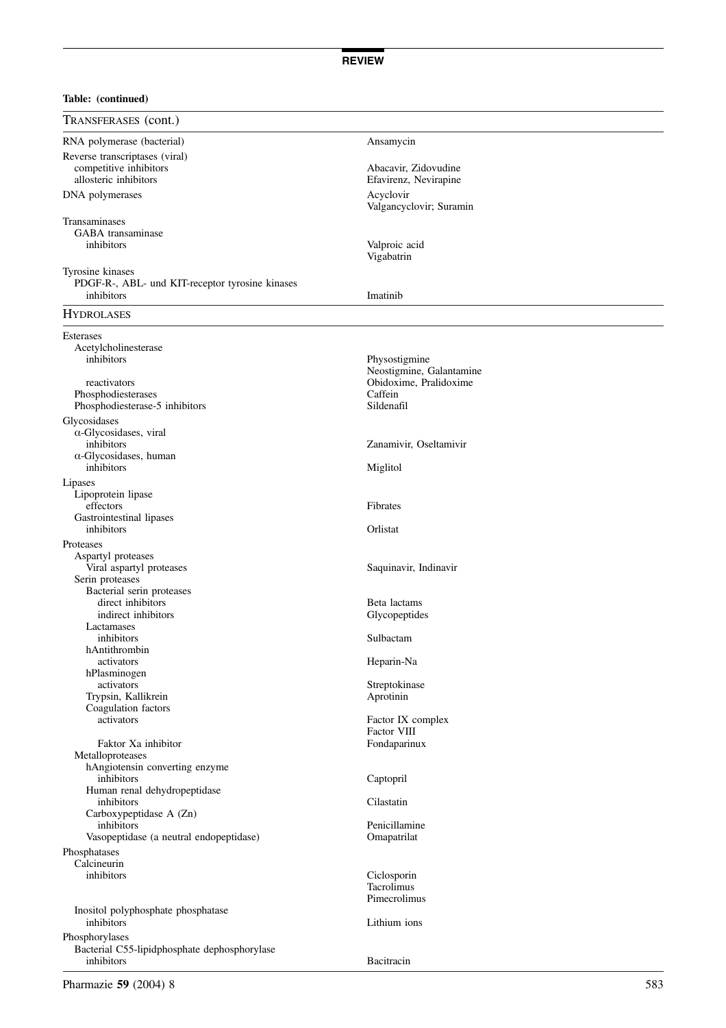**Table: (continued)**

| TRANSFERASES (cont.) | |
|---|---|
| RNA polymerase (bacterial) | Ansamycin |
| Reverse transcriptases (viral) | |
| competitive inhibitors | Abacavir, Zidovudine |
| allosteric inhibitors | Efavirenz, Nevirapine |
| DNA polymerases | Acyclovir |
| | Valgancyclovir; Suramin |
| Transaminases | |
| GABA transaminase | |
| inhibitors | Valproic acid |
| | Vigabatrin |
| Tyrosine kinases | |
| PDGF-R-, ABL- und KIT-receptor tyrosine kinases | |
| inhibitors | Imatinib |
| HYDROLASES | |
| Esterases | |
| Acetylcholinesterase | |
| inhibitors | Physostigmine |
| | Neostigmine, Galantamine |
| reactivators | Obidoxime, Pralidoxime |
| Phosphodiesterases | Caffein |
| Phosphodiesterase-5 inhibitors | Sildenafil |
| Glycosidases | |
| α-Glycosidases, viral | |
| inhibitors | Zanamivir, Oseltamivir |
| α-Glycosidases, human | |
| inhibitors | Miglitol |
| Lipases | |
| Lipoprotein lipase | |
| effectors | Fibrates |
| Gastrointestinal lipases | |
| inhibitors | Orlistat |
| Proteases | |
| Aspartyl proteases | |
| Viral aspartyl proteases | Saquinavir, Indinavir |
| Serin proteases | |
| Bacterial serin proteases | |
| direct inhibitors | Beta lactams |
| indirect inhibitors | Glycopeptides |
| Lactamases | |
| inhibitors | Sulbactam |
| hAntithrombin | |
| activators | Heparin-Na |
| hPlasminogen | |
| activators | Streptokinase |
| Trypsin, Kallikrein | Aprotinin |
| Coagulation factors | |
| activators | Factor IX complex |
| | Factor VIII |
| Faktor Xa inhibitor | Fondaparinux |
| Metalloproteases | |
| hAngiotensin converting enzyme | |
| inhibitors | Captopril |
| Human renal dehydropeptidase | |
| inhibitors | Cilastatin |
| Carboxypeptidase A (Zn) | |
| inhibitors | Penicillamine |
| Vasopeptidase (a neutral endopeptidase) | Omapatrilat |
| Phosphatases | |
| Calcineurin | |
| inhibitors | Ciclosporin |
| | Tacrolimus |
| | Pimecrolimus |
| Inositol polyphosphate phosphatase | |
| inhibitors | Lithium ions |
| Phosphorylases | |
| Bacterial C55-lipidphosphate dephosphorylase | |
| inhibitors | Bacitracin |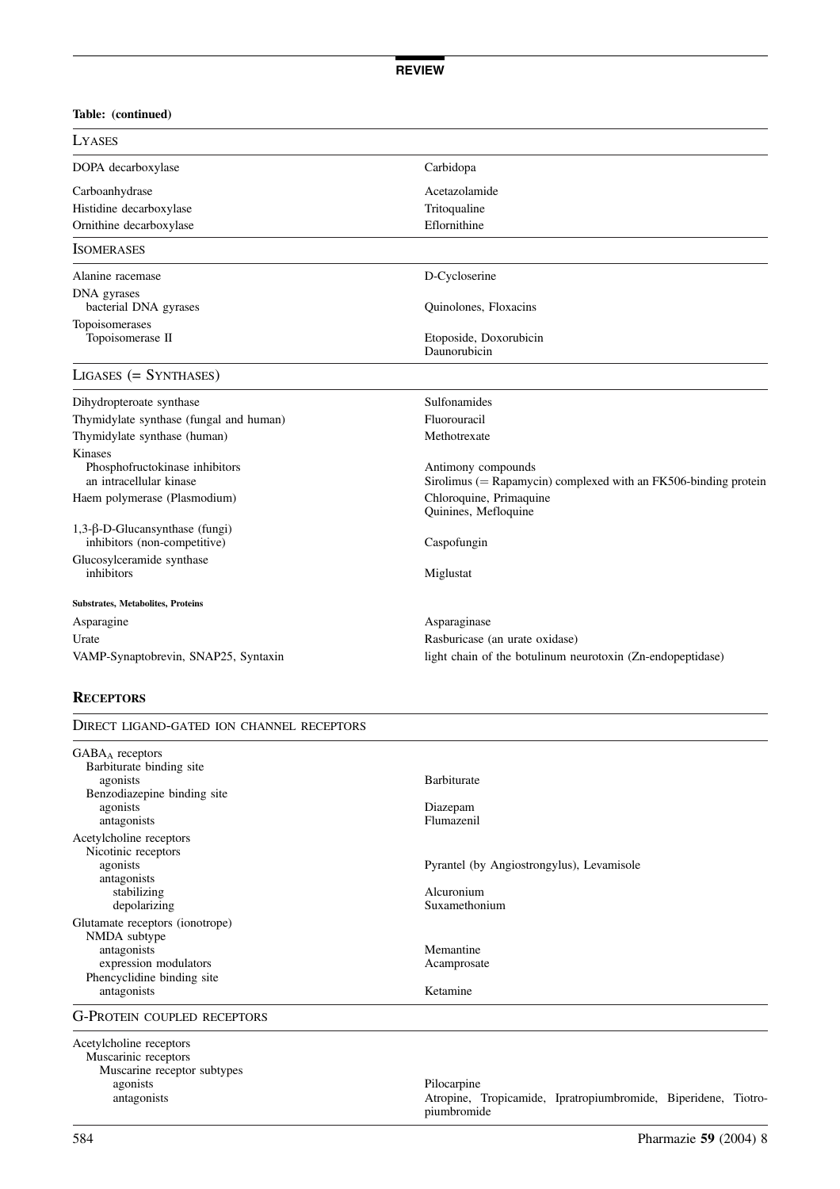**Table: (continued)**

| | |
|---|---|
| **LYASES** | |
| DOPA decarboxylase | Carbidopa |
| Carboanhydrase | Acetazolamide |
| Histidine decarboxylase | Tritoqualine |
| Ornithine decarboxylase | Eflornithine |
| **ISOMERASES** | |
| Alanine racemase | D-Cycloserine |
| DNA gyrases | |
| bacterial DNA gyrases | Quinolones, Floxacins |
| Topoisomerases | |
| Topoisomerase II | Etoposide, Doxorubicin Daunorubicin |
| **LIGASES (= SYNTHASES)** | |
| Dihydropteroate synthase | Sulfonamides |
| Thymidylate synthase (fungal and human) | Fluorouracil |
| Thymidylate synthase (human) | Methotrexate |
| Kinases | |
| Phosphofructokinase inhibitors | Antimony compounds |
| an intracellular kinase | Sirolimus (= Rapamycin) complexed with an FK506-binding protein |
| Haem polymerase (Plasmodium) | Chloroquine, Primaquine Quinines, Mefloquine |
| 1,3-β-D-Glucansynthase (fungi) | |
| inhibitors (non-competitive) | Caspofungin |
| Glucosylceramide synthase | |
| inhibitors | Miglustat |
| **Substrates, Metabolites, Proteins** | |
| Asparagine | Asparaginase |
| Urate | Rasburicase (an urate oxidase) |
| VAMP-Synaptobrevin, SNAP25, Syntaxin | light chain of the botulinum neurotoxin (Zn-endopeptidase) |

## RECEPTORS

| | |
|---|---|
| **DIRECT LIGAND-GATED ION CHANNEL RECEPTORS** | |
| $GABA_A$ receptors | |
| Barbiturate binding site | |
| agonists | Barbiturate |
| Benzodiazepine binding site | |
| agonists | Diazepam |
| antagonists | Flumazenil |
| Acetylcholine receptors | |
| Nicotinic receptors | |
| agonists | Pyrantel (by Angiostrongylus), Levamisole |
| antagonists | |
| stabilizing | Alcuronium |
| depolarizing | Suxamethonium |
| Glutamate receptors (ionotrope) | |
| NMDA subtype | |
| antagonists | Memantine |
| expression modulators | Acamprosate |
| Phencyclidine binding site | |
| antagonists | Ketamine |
| **G-PROTEIN COUPLED RECEPTORS** | |
| Acetylcholine receptors | |
| Muscarinic receptors | |
| Muscarine receptor subtypes | |
| agonists | Pilocarpine |
| antagonists | Atropine, Tropicamide, Ipratropiumbromide, Biperidene, Tiotropiumbromide |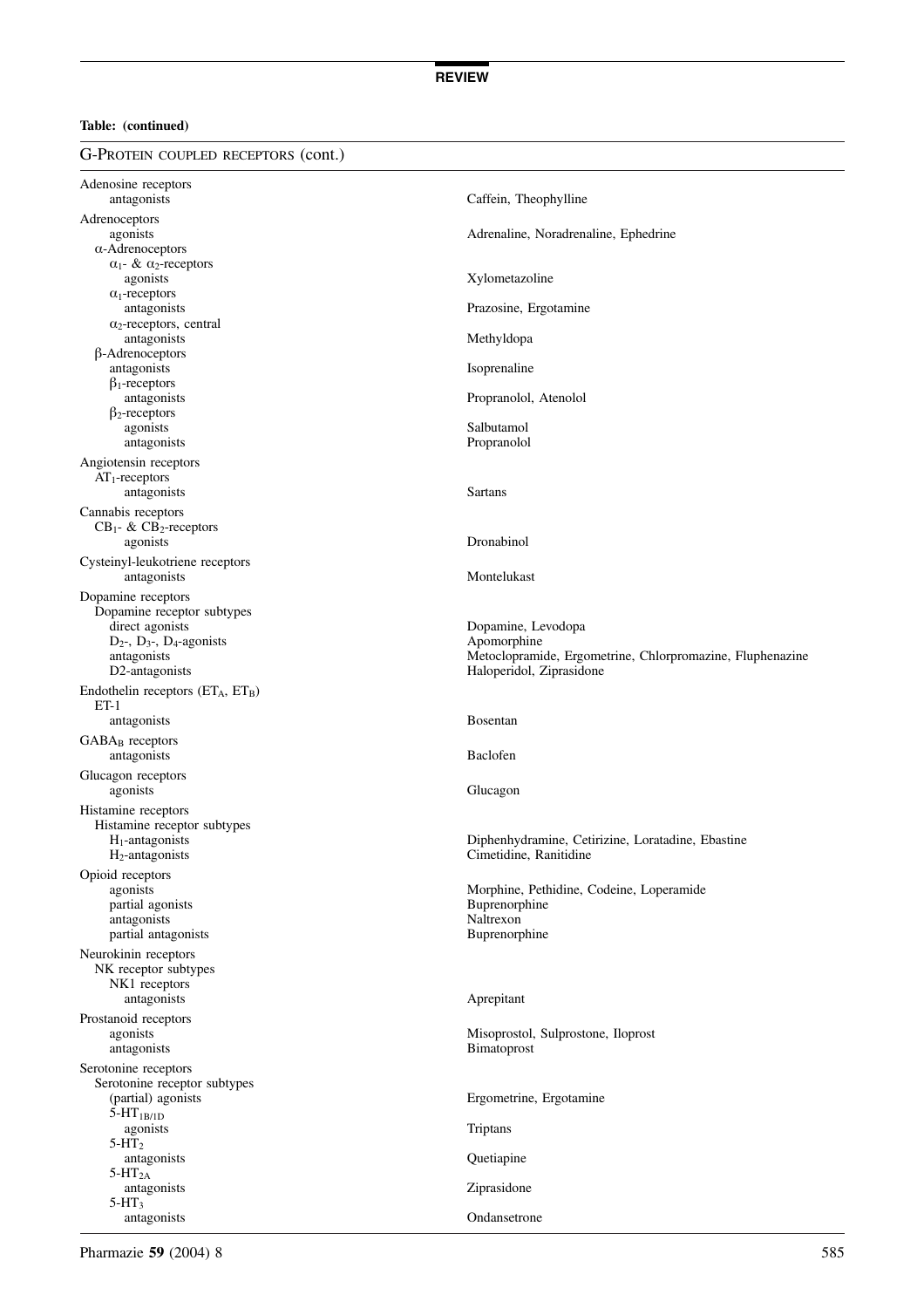**Table: (continued)**

| G-Protein coupled receptors (cont.) | |
|---|---|
| Adenosine receptors | |
| antagonists | Caffein, Theophylline |
| Adrenoceptors | |
| agonists | Adrenaline, Noradrenaline, Ephedrine |
| α-Adrenoceptors | |
| $\alpha_1$- & $\alpha_2$-receptors | |
| agonists | Xylometazoline |
| $\alpha_1$-receptors | |
| antagonists | Prazosine, Ergotamine |
| $\alpha_2$-receptors, central | |
| antagonists | Methyldopa |
| β-Adrenoceptors | |
| antagonists | Isoprenaline |
| $\beta_1$-receptors | |
| antagonists | Propranolol, Atenolol |
| $\beta_2$-receptors | |
| agonists | Salbutamol |
| antagonists | Propranolol |
| Angiotensin receptors | |
| $AT_1$-receptors | |
| antagonists | Sartans |
| Cannabis receptors | |
| $CB_1$- & $CB_2$-receptors | |
| agonists | Dronabinol |
| Cysteinyl-leukotriene receptors | |
| antagonists | Montelukast |
| Dopamine receptors | |
| Dopamine receptor subtypes | |
| direct agonists | Dopamine, Levodopa |
| $D_2$-, $D_3$-, $D_4$-agonists | Apomorphine |
| antagonists | Metoclopramide, Ergometrine, Chlorpromazine, Fluphenazine |
| D2-antagonists | Haloperidol, Ziprasidone |
| Endothelin receptors ($ET_A$, $ET_B$) | |
| ET-1 | |
| antagonists | Bosentan |
| $GABA_B$ receptors | |
| antagonists | Baclofen |
| Glucagon receptors | |
| agonists | Glucagon |
| Histamine receptors | |
| Histamine receptor subtypes | |
| $H_1$-antagonists | Diphenhydramine, Cetirizine, Loratadine, Ebastine |
| $H_2$-antagonists | Cimetidine, Ranitidine |
| Opioid receptors | |
| agonists | Morphine, Pethidine, Codeine, Loperamide |
| partial agonists | Buprenorphine |
| antagonists | Naltrexon |
| partial antagonists | Buprenorphine |
| Neurokinin receptors | |
| NK receptor subtypes | |
| NK1 receptors | |
| antagonists | Aprepitant |
| Prostanoid receptors | |
| agonists | Misoprostol, Sulprostone, Iloprost |
| antagonists | Bimatoprost |
| Serotonine receptors | |
| Serotonine receptor subtypes | |
| (partial) agonists | Ergometrine, Ergotamine |
| $5\text{-}HT_{1B/1D}$ | |
| agonists | Triptans |
| $5\text{-}HT_2$ | |
| antagonists | Quetiapine |
| $5\text{-}HT_{2A}$ | |
| antagonists | Ziprasidone |
| $5\text{-}HT_3$ | |
| antagonists | Ondansetrone |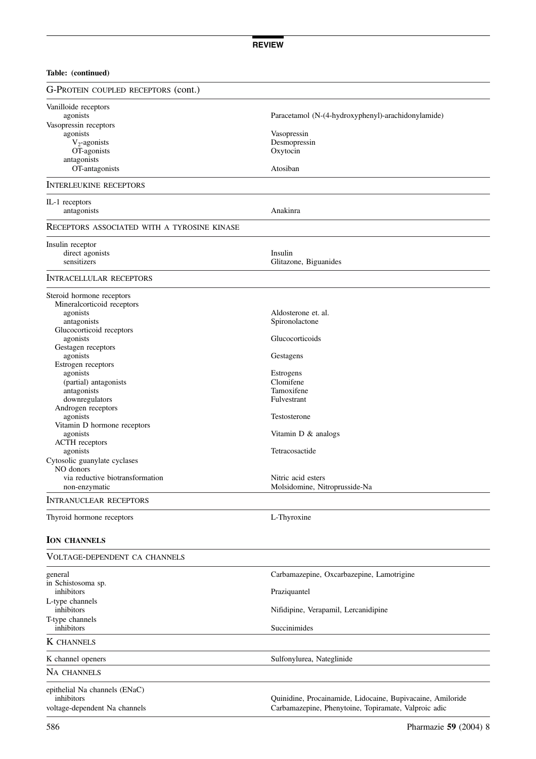**Table: (continued)**

| G-PROTEIN COUPLED RECEPTORS (cont.) | |
|---|---|
| Vanilloide receptors | |
| agonists | Paracetamol (N-(4-hydroxyphenyl)-arachidonylamide) |
| Vasopressin receptors | |
| agonists | Vasopressin |
| $V_2$-agonists | Desmopressin |
| OT-agonists | Oxytocin |
| antagonists | |
| OT-antagonists | Atosiban |
| **INTERLEUKINE RECEPTORS** | |
| IL-1 receptors | |
| antagonists | Anakinra |
| **RECEPTORS ASSOCIATED WITH A TYROSINE KINASE** | |
| Insulin receptor | |
| direct agonists | Insulin |
| sensitizers | Glitazone, Biguanides |
| **INTRACELLULAR RECEPTORS** | |
| Steroid hormone receptors | |
| Mineralcorticoid receptors | |
| agonists | Aldosterone et. al. |
| antagonists | Spironolactone |
| Glucocorticoid receptors | |
| agonists | Glucocorticoids |
| Gestagen receptors | |
| agonists | Gestagens |
| Estrogen receptors | |
| agonists | Estrogens |
| (partial) antagonists | Clomifene |
| antagonists | Tamoxifene |
| downregulators | Fulvestrant |
| Androgen receptors | |
| agonists | Testosterone |
| Vitamin D hormone receptors | |
| agonists | Vitamin D & analogs |
| ACTH receptors | |
| agonists | Tetracosactide |
| Cytosolic guanylate cyclases | |
| NO donors | |
| via reductive biotransformation | Nitric acid esters |
| non-enzymatic | Molsidomine, Nitroprusside-Na |
| **INTRANUCLEAR RECEPTORS** | |
| Thyroid hormone receptors | L-Thyroxine |

**ION CHANNELS**

| VOLTAGE-DEPENDENT CA CHANNELS | |
|---|---|
| general | Carbamazepine, Oxcarbazepine, Lamotrigine |
| in Schistosoma sp. | |
| inhibitors | Praziquantel |
| L-type channels | |
| inhibitors | Nifidipine, Verapamil, Lercanidipine |
| T-type channels | |
| inhibitors | Succinimides |
| **K CHANNELS** | |
| K channel openers | Sulfonylurea, Nateglinide |
| **NA CHANNELS** | |
| epithelial Na channels (ENaC) | |
| inhibitors | Quinidine, Procainamide, Lidocaine, Bupivacaine, Amiloride |
| voltage-dependent Na channels | Carbamazepine, Phenytoine, Topiramate, Valproic adic |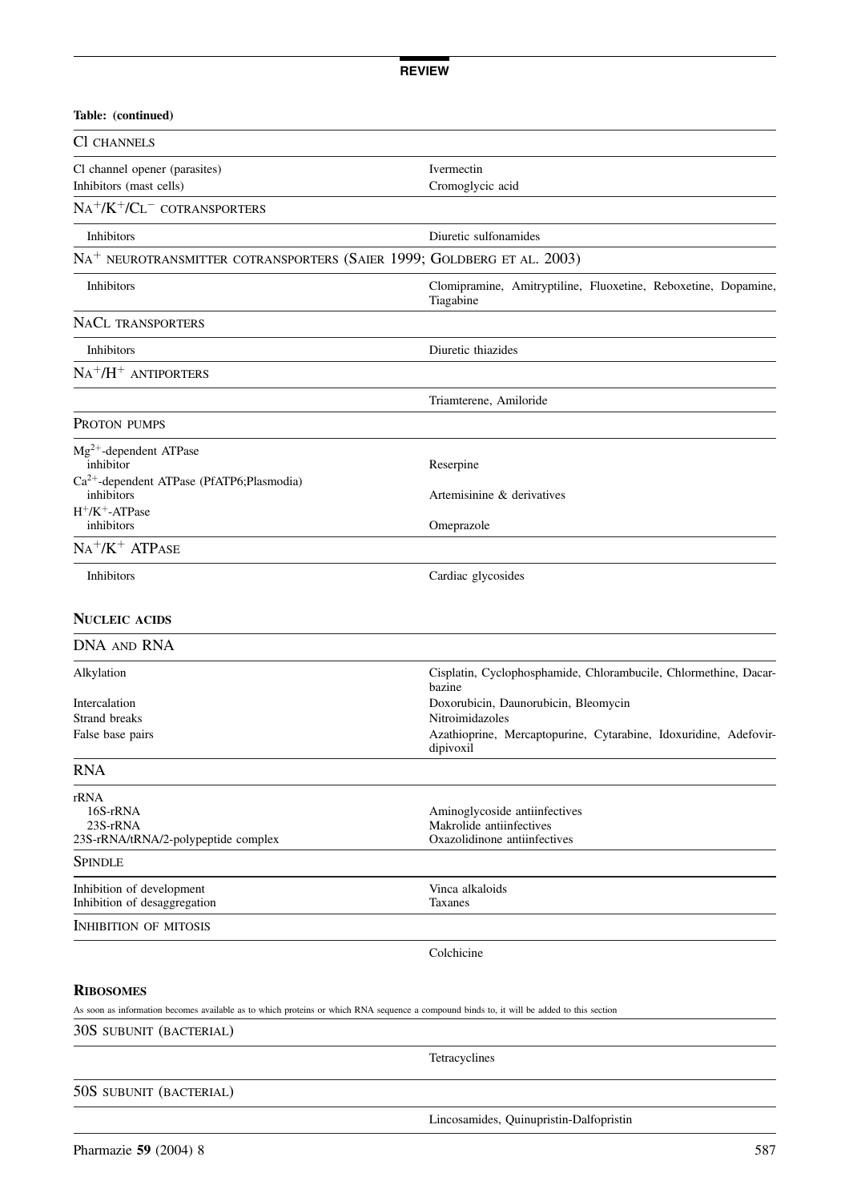**Table: (continued)**

| | |
|---|---|
| **Cl CHANNELS** | |
| Cl channel opener (parasites) | Ivermectin |
| Inhibitors (mast cells) | Cromoglycic acid |
| **$Na^+/K^+/Cl^-$ COTRANSPORTERS** | |
| Inhibitors | Diuretic sulfonamides |
| **$Na^+$ NEUROTRANSMITTER COTRANSPORTERS (SAIER 1999; GOLDBERG ET AL. 2003)** | |
| Inhibitors | Clomipramine, Amitryptiline, Fluoxetine, Reboxetine, Dopamine, Tiagabine |
| **NACL TRANSPORTERS** | |
| Inhibitors | Diuretic thiazides |
| **$Na^+/H^+$ ANTIPORTERS** | |
| | Triamterene, Amiloride |
| **PROTON PUMPS** | |
| $Mg^{2+}$-dependent ATPase inhibitor | Reserpine |
| $Ca^{2+}$-dependent ATPase (PfATP6;Plasmodia) inhibitors | Artemisinine & derivatives |
| $H^+/K^+$-ATPase inhibitors | Omeprazole |
| **$Na^+/K^+$ ATPASE** | |
| Inhibitors | Cardiac glycosides |

## NUCLEIC ACIDS

| | |
|---|---|
| **DNA AND RNA** | |
| Alkylation | Cisplatin, Cyclophosphamide, Chlorambucile, Chlormethine, Dacarbazine |
| Intercalation | Doxorubicin, Daunorubicin, Bleomycin |
| Strand breaks | Nitroimidazoles |
| False base pairs | Azathioprine, Mercaptopurine, Cytarabine, Idoxuridine, Adefovir-dipivoxil |
| **RNA** | |
| rRNA | |
| 16S-rRNA | Aminoglycoside antiinfectives |
| 23S-rRNA | Makrolide antiinfectives |
| 23S-rRNA/tRNA/2-polypeptide complex | Oxazolidinone antiinfectives |
| **SPINDLE** | |
| Inhibition of development | Vinca alkaloids |
| Inhibition of desaggregation | Taxanes |
| **INHIBITION OF MITOSIS** | |
| | Colchicine |

## RIBOSOMES

As soon as information becomes available as to which proteins or which RNA sequence a compound binds to, it will be added to this section

| | |
|---|---|
| **30S SUBUNIT (BACTERIAL)** | |
| | Tetracyclines |
| **50S SUBUNIT (BACTERIAL)** | |
| | Lincosamides, Quinupristin-Dalfopristin |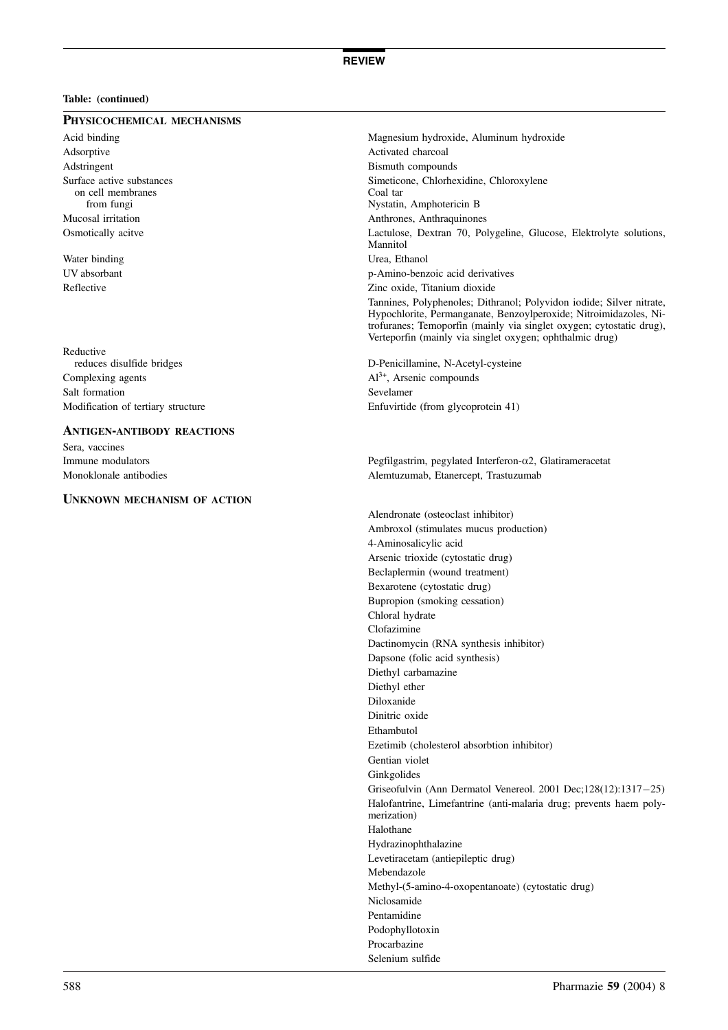**Table: (continued)**

| | |
|---|---|
| **PHYSICOCHEMICAL MECHANISMS** | |
| Acid binding | Magnesium hydroxide, Aluminum hydroxide |
| Adsorptive | Activated charcoal |
| Adstringent | Bismuth compounds |
| Surface active substances | Simeticone, Chlorhexidine, Chloroxylene |
| on cell membranes | Coal tar |
| from fungi | Nystatin, Amphotericin B |
| Mucosal irritation | Anthrones, Anthraquinones |
| Osmotically acitve | Lactulose, Dextran 70, Polygeline, Glucose, Elektrolyte solutions, Mannitol |
| Water binding | Urea, Ethanol |
| UV absorbant | p-Amino-benzoic acid derivatives |
| Reflective | Zinc oxide, Titanium dioxide |
| | Tannines, Polyphenoles; Dithranol; Polyvidon iodide; Silver nitrate, Hypochlorite, Permanganate, Benzoylperoxide; Nitroimidazoles, Nitrofuranes; Temoporfin (mainly via singlet oxygen; cytostatic drug), Verteporfin (mainly via singlet oxygen; ophthalmic drug) |
| Reductive | |
| reduces disulfide bridges | D-Penicillamine, N-Acetyl-cysteine |
| Complexing agents | $Al^{3+}$, Arsenic compounds |
| Salt formation | Sevelamer |
| Modification of tertiary structure | Enfuvirtide (from glycoprotein 41) |
| **ANTIGEN-ANTIBODY REACTIONS** | |
| Sera, vaccines | |
| Immune modulators | Pegfilgastrim, pegylated Interferon-$\alpha$2, Glatirameracetat |
| Monoklonale antibodies | Alemtuzumab, Etanercept, Trastuzumab |
| **UNKNOWN MECHANISM OF ACTION** | |
| | Alendronate (osteoclast inhibitor) |
| | Ambroxol (stimulates mucus production) |
| | 4-Aminosalicylic acid |
| | Arsenic trioxide (cytostatic drug) |
| | Beclaplermin (wound treatment) |
| | Bexarotene (cytostatic drug) |
| | Bupropion (smoking cessation) |
| | Chloral hydrate |
| | Clofazimine |
| | Dactinomycin (RNA synthesis inhibitor) |
| | Dapsone (folic acid synthesis) |
| | Diethyl carbamazine |
| | Diethyl ether |
| | Diloxanide |
| | Dinitric oxide |
| | Ethambutol |
| | Ezetimib (cholesterol absorbtion inhibitor) |
| | Gentian violet |
| | Ginkgolides |
| | Griseofulvin (Ann Dermatol Venereol. 2001 Dec;128(12):1317–25) |
| | Halofantrine, Limefantrine (anti-malaria drug; prevents haem polymerization) |
| | Halothane |
| | Hydrazinophthalazine |
| | Levetiracetam (antiepileptic drug) |
| | Mebendazole |
| | Methyl-(5-amino-4-oxopentanoate) (cytostatic drug) |
| | Niclosamide |
| | Pentamidine |
| | Podophyllotoxin |
| | Procarbazine |
| | Selenium sulfide |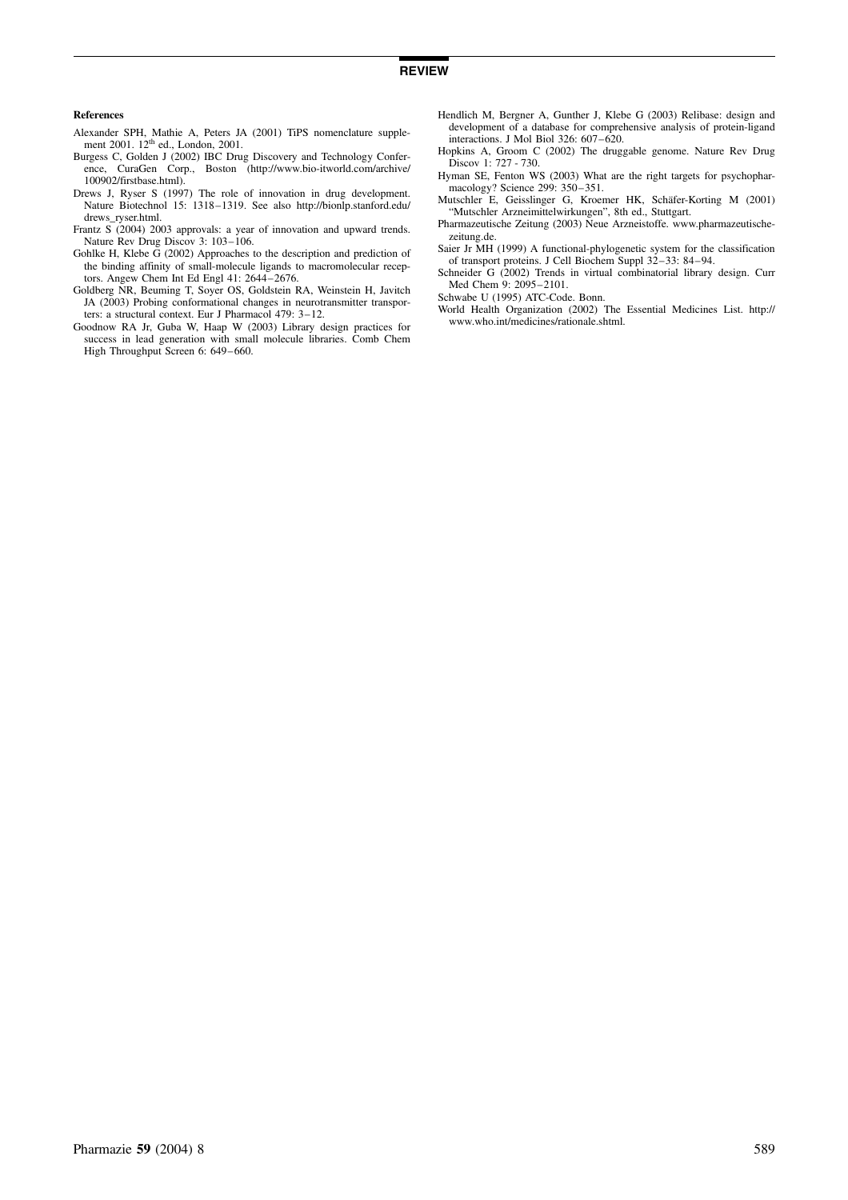## References

Alexander SPH, Mathie A, Peters JA (2001) TiPS nomenclature supplement 2001. $12^{th}$ ed., London, 2001.

Burgess C, Golden J (2002) IBC Drug Discovery and Technology Conference, CuraGen Corp., Boston (http://www.bio-itworld.com/archive/100902/firstbase.html).

Drews J, Ryser S (1997) The role of innovation in drug development. Nature Biotechnol 15: 1318–1319. See also http://bionlp.stanford.edu/drews_ryser.html.

Frantz S (2004) 2003 approvals: a year of innovation and upward trends. Nature Rev Drug Discov 3: 103–106.

Gohlke H, Klebe G (2002) Approaches to the description and prediction of the binding affinity of small-molecule ligands to macromolecular receptors. Angew Chem Int Ed Engl 41: 2644–2676.

Goldberg NR, Beuming T, Soyer OS, Goldstein RA, Weinstein H, Javitch JA (2003) Probing conformational changes in neurotransmitter transporters: a structural context. Eur J Pharmacol 479: 3–12.

Goodnow RA Jr, Guba W, Haap W (2003) Library design practices for success in lead generation with small molecule libraries. Comb Chem High Throughput Screen 6: 649–660.

Hendlich M, Bergner A, Gunther J, Klebe G (2003) Relibase: design and development of a database for comprehensive analysis of protein-ligand interactions. J Mol Biol 326: 607–620.

Hopkins A, Groom C (2002) The druggable genome. Nature Rev Drug Discov 1: 727 - 730.

Hyman SE, Fenton WS (2003) What are the right targets for psychopharmacology? Science 299: 350–351.

Mutschler E, Geisslinger G, Kroemer HK, Schäfer-Korting M (2001) "Mutschler Arzneimittelwirkungen", 8th ed., Stuttgart.

Pharmazeutische Zeitung (2003) Neue Arzneistoffe. www.pharmazeutische-zeitung.de.

Saier Jr MH (1999) A functional-phylogenetic system for the classification of transport proteins. J Cell Biochem Suppl 32–33: 84–94.

Schneider G (2002) Trends in virtual combinatorial library design. Curr Med Chem 9: 2095–2101.

Schwabe U (1995) ATC-Code. Bonn.

World Health Organization (2002) The Essential Medicines List. http://www.who.int/medicines/rationale.shtml.